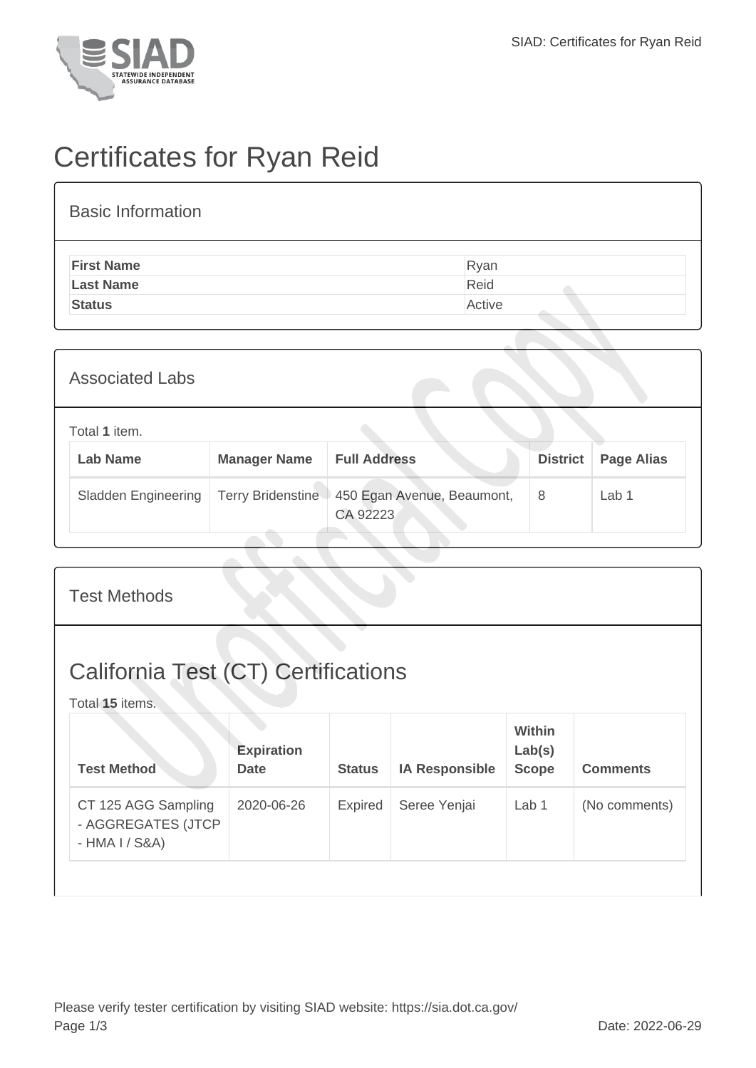# Certificates for Ryan Reid

## Basic Information

| | |
|---|---|
| **First Name** | Ryan |
| **Last Name** | Reid |
| **Status** | Active |

## Associated Labs

Total **1** item.

| Lab Name | Manager Name | Full Address | District | Page Alias |
|---|---|---|---|---|
| Sladden Engineering | Terry Bridenstine | 450 Egan Avenue, Beaumont, CA 92223 | 8 | Lab 1 |

## Test Methods

## California Test (CT) Certifications

Total **15** items.

| Test Method | Expiration Date | Status | IA Responsible | Within Lab(s) Scope | Comments |
|---|---|---|---|---|---|
| CT 125 AGG Sampling - AGGREGATES (JTCP - HMA I / S&A) | 2020-06-26 | Expired | Seree Yenjai | Lab 1 | (No comments) |

Please verify tester certification by visiting SIAD website: https://sia.dot.ca.gov/

Date: 2022-06-29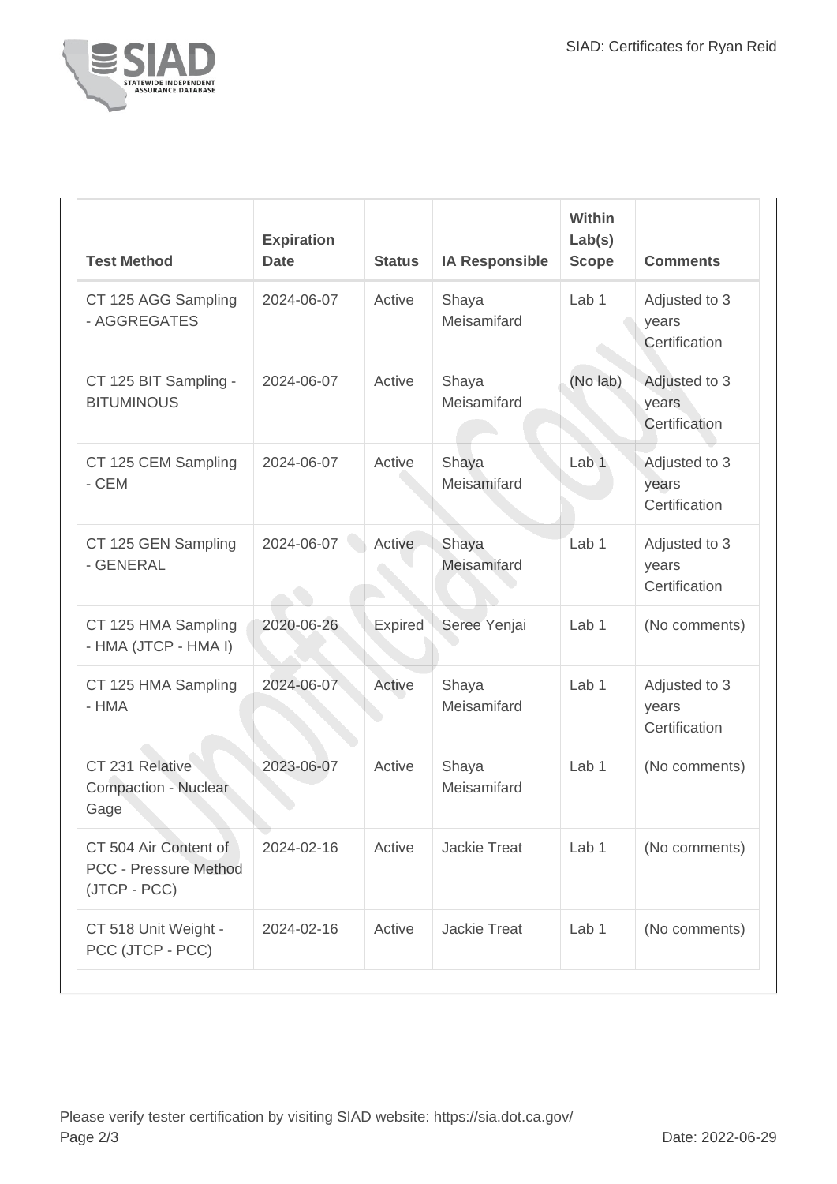| Test Method | Expiration Date | Status | IA Responsible | Within Lab(s) Scope | Comments |
|---|---|---|---|---|---|
| CT 125 AGG Sampling - AGGREGATES | 2024-06-07 | Active | Shaya Meisamifard | Lab 1 | Adjusted to 3 years Certification |
| CT 125 BIT Sampling - BITUMINOUS | 2024-06-07 | Active | Shaya Meisamifard | (No lab) | Adjusted to 3 years Certification |
| CT 125 CEM Sampling - CEM | 2024-06-07 | Active | Shaya Meisamifard | Lab 1 | Adjusted to 3 years Certification |
| CT 125 GEN Sampling - GENERAL | 2024-06-07 | Active | Shaya Meisamifard | Lab 1 | Adjusted to 3 years Certification |
| CT 125 HMA Sampling - HMA (JTCP - HMA I) | 2020-06-26 | Expired | Seree Yenjai | Lab 1 | (No comments) |
| CT 125 HMA Sampling - HMA | 2024-06-07 | Active | Shaya Meisamifard | Lab 1 | Adjusted to 3 years Certification |
| CT 231 Relative Compaction - Nuclear Gage | 2023-06-07 | Active | Shaya Meisamifard | Lab 1 | (No comments) |
| CT 504 Air Content of PCC - Pressure Method (JTCP - PCC) | 2024-02-16 | Active | Jackie Treat | Lab 1 | (No comments) |
| CT 518 Unit Weight - PCC (JTCP - PCC) | 2024-02-16 | Active | Jackie Treat | Lab 1 | (No comments) |

Please verify tester certification by visiting SIAD website: https://sia.dot.ca.gov/

Date: 2022-06-29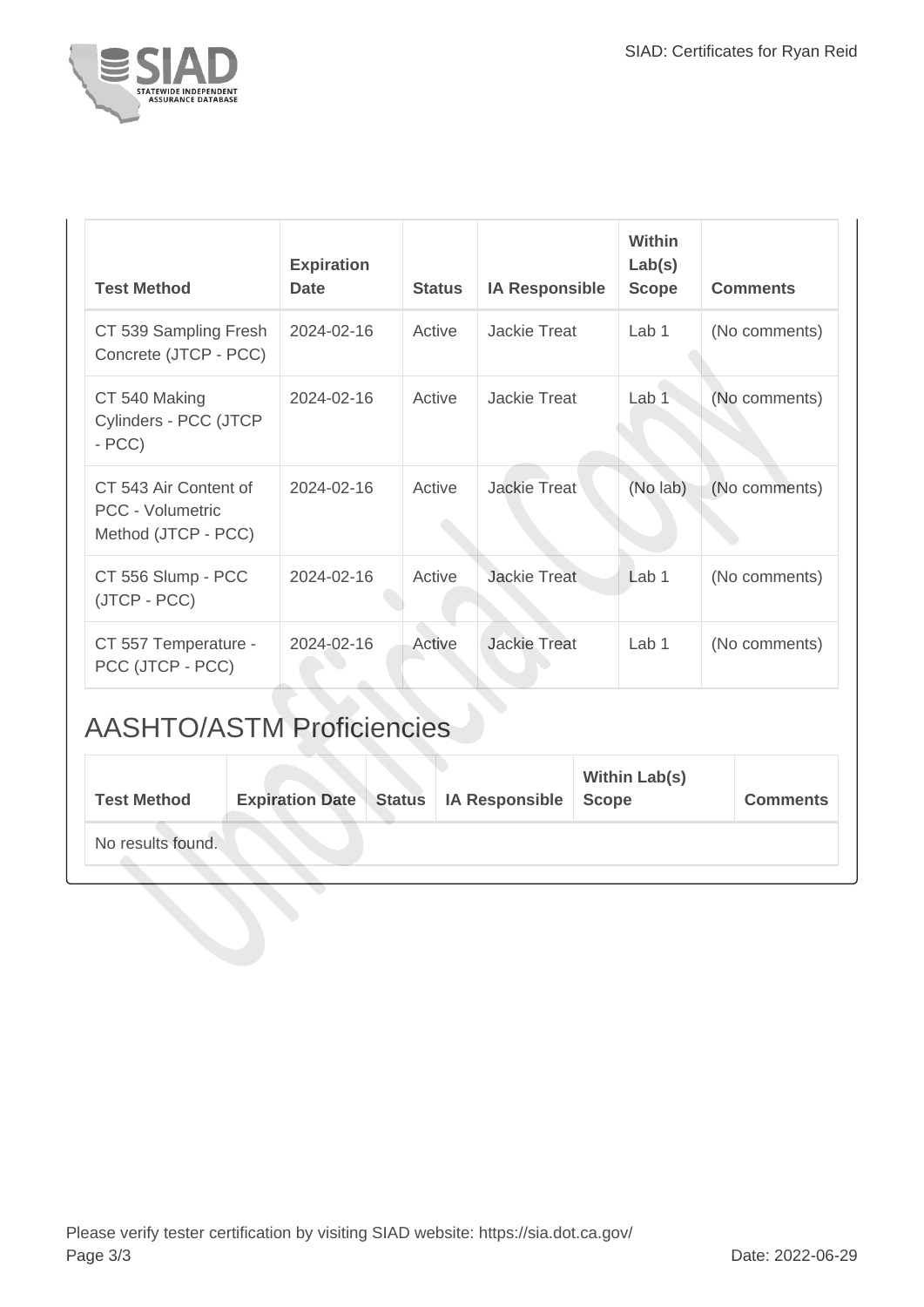| Test Method | Expiration Date | Status | IA Responsible | Within Lab(s) Scope | Comments |
| --- | --- | --- | --- | --- | --- |
| CT 539 Sampling Fresh Concrete (JTCP - PCC) | 2024-02-16 | Active | Jackie Treat | Lab 1 | (No comments) |
| CT 540 Making Cylinders - PCC (JTCP - PCC) | 2024-02-16 | Active | Jackie Treat | Lab 1 | (No comments) |
| CT 543 Air Content of PCC - Volumetric Method (JTCP - PCC) | 2024-02-16 | Active | Jackie Treat | (No lab) | (No comments) |
| CT 556 Slump - PCC (JTCP - PCC) | 2024-02-16 | Active | Jackie Treat | Lab 1 | (No comments) |
| CT 557 Temperature - PCC (JTCP - PCC) | 2024-02-16 | Active | Jackie Treat | Lab 1 | (No comments) |

## AASHTO/ASTM Proficiencies

| Test Method | Expiration Date | Status | IA Responsible | Within Lab(s) Scope | Comments |
| --- | --- | --- | --- | --- | --- |
| No results found. | | | | | |

Please verify tester certification by visiting SIAD website: https://sia.dot.ca.gov/

Date: 2022-06-29